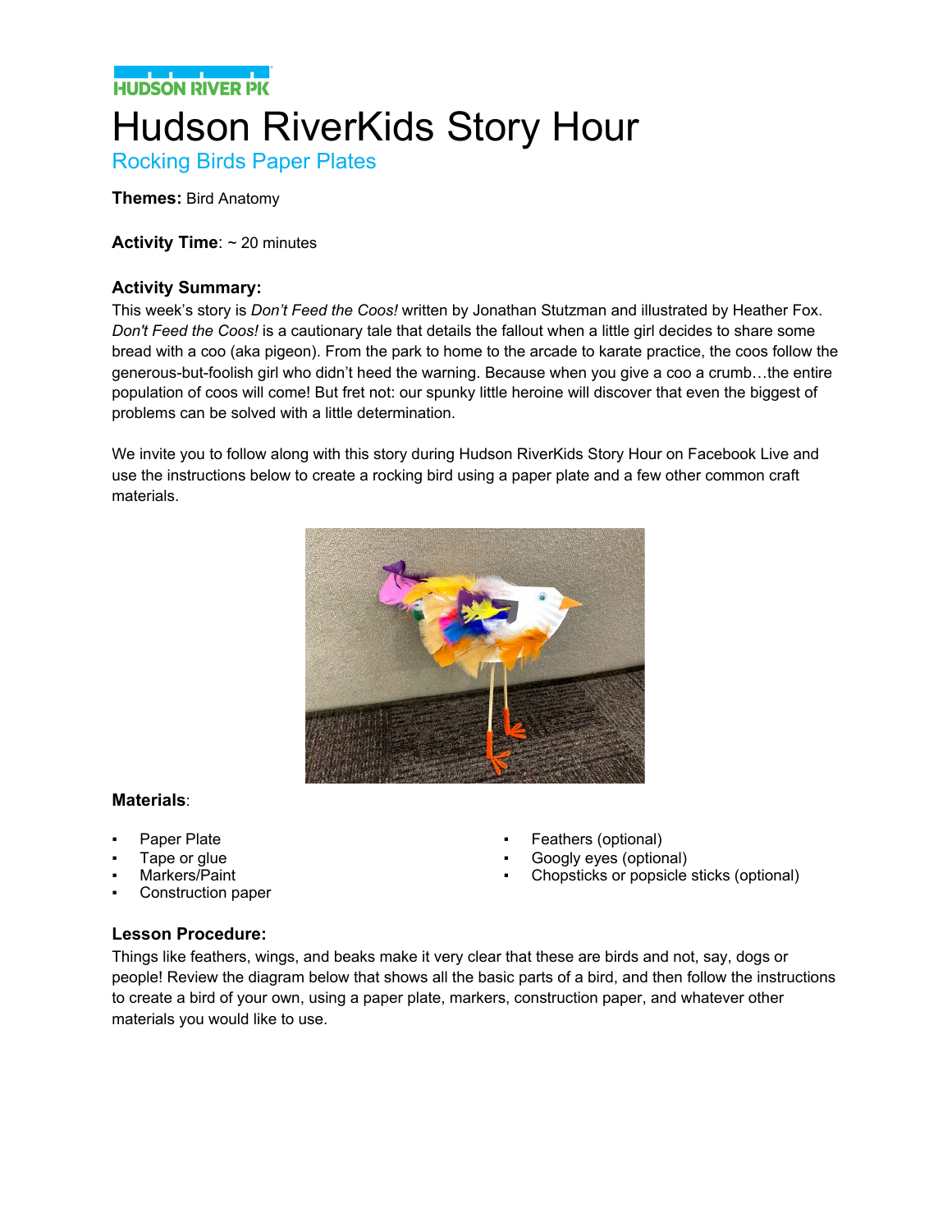HUDSON RIVER PK

# Hudson RiverKids Story Hour

## Rocking Birds Paper Plates

**Themes:** Bird Anatomy

**Activity Time**: ~ 20 minutes

### Activity Summary:

This week's story is *Don't Feed the Coos!* written by Jonathan Stutzman and illustrated by Heather Fox. *Don't Feed the Coos!* is a cautionary tale that details the fallout when a little girl decides to share some bread with a coo (aka pigeon). From the park to home to the arcade to karate practice, the coos follow the generous-but-foolish girl who didn't heed the warning. Because when you give a coo a crumb…the entire population of coos will come! But fret not: our spunky little heroine will discover that even the biggest of problems can be solved with a little determination.

We invite you to follow along with this story during Hudson RiverKids Story Hour on Facebook Live and use the instructions below to create a rocking bird using a paper plate and a few other common craft materials.

### Materials:

- Paper Plate
- Tape or glue
- Markers/Paint
- Construction paper
- Feathers (optional)
- Googly eyes (optional)
- Chopsticks or popsicle sticks (optional)

### Lesson Procedure:

Things like feathers, wings, and beaks make it very clear that these are birds and not, say, dogs or people! Review the diagram below that shows all the basic parts of a bird, and then follow the instructions to create a bird of your own, using a paper plate, markers, construction paper, and whatever other materials you would like to use.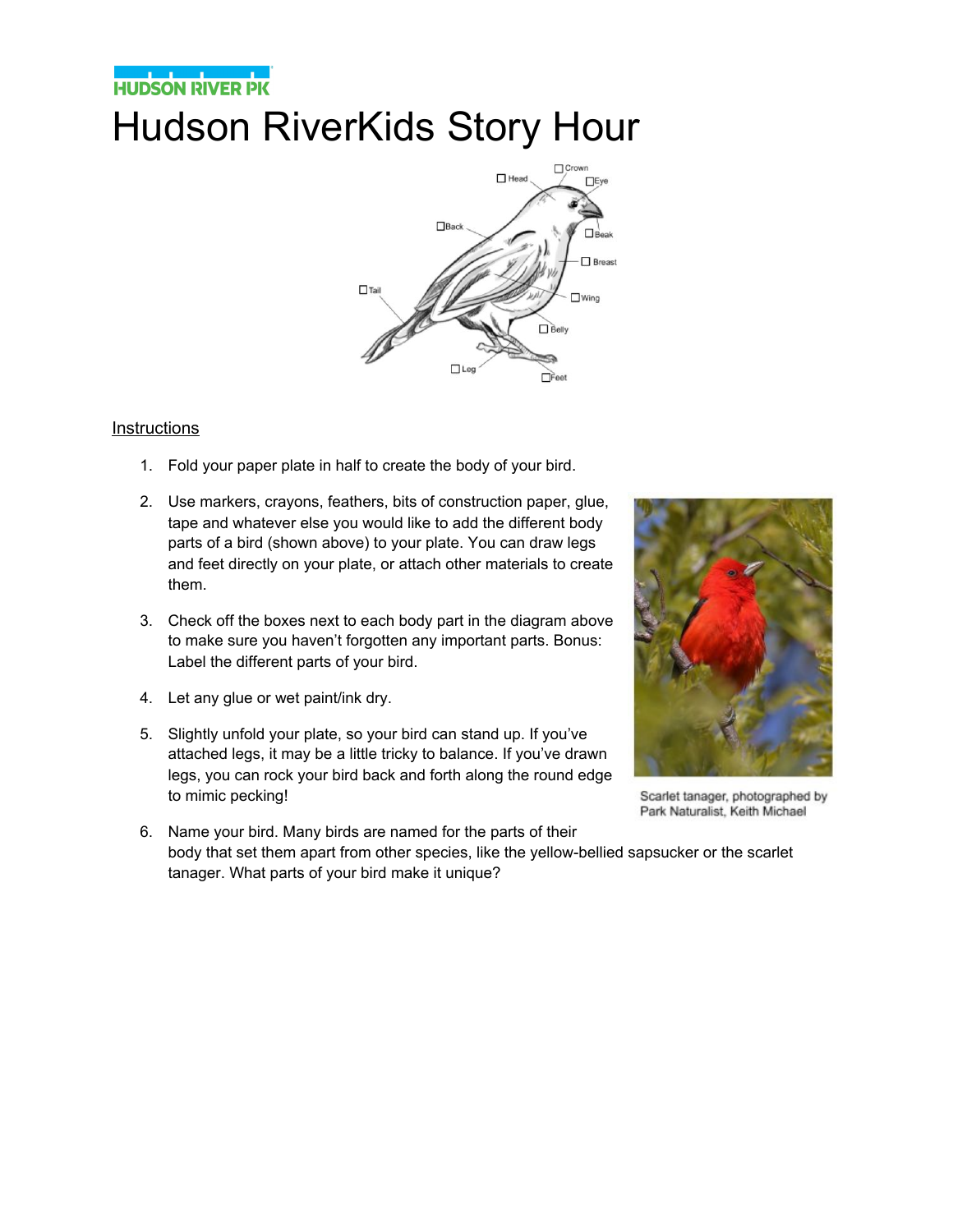HUDSON RIVER PK

# Hudson RiverKids Story Hour

☐ Crown
☐ Head
☐ Eye
☐ Back
☐ Beak
☐ Breast
☐ Tail
☐ Wing
☐ Belly
☐ Leg
☐ Feet

## Instructions

1. Fold your paper plate in half to create the body of your bird.
2. Use markers, crayons, feathers, bits of construction paper, glue, tape and whatever else you would like to add the different body parts of a bird (shown above) to your plate. You can draw legs and feet directly on your plate, or attach other materials to create them.
3. Check off the boxes next to each body part in the diagram above to make sure you haven't forgotten any important parts. Bonus: Label the different parts of your bird.
4. Let any glue or wet paint/ink dry.
5. Slightly unfold your plate, so your bird can stand up. If you've attached legs, it may be a little tricky to balance. If you've drawn legs, you can rock your bird back and forth along the round edge to mimic pecking!
6. Name your bird. Many birds are named for the parts of their body that set them apart from other species, like the yellow-bellied sapsucker or the scarlet tanager. What parts of your bird make it unique?

Scarlet tanager, photographed by Park Naturalist, Keith Michael